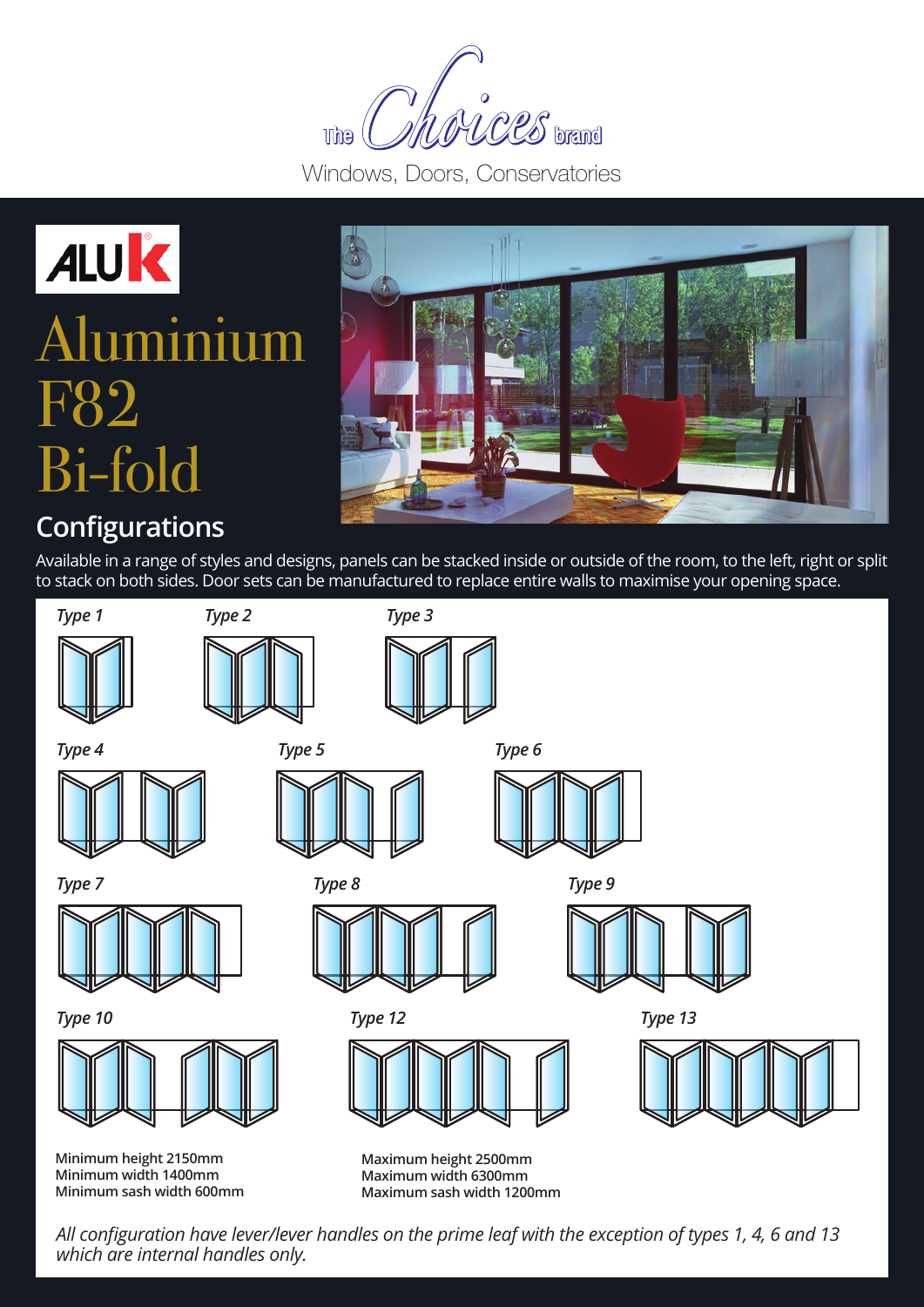The Choices brand

Windows, Doors, Conservatories

ALUK

# Aluminium F82 Bi-fold

## Configurations

Available in a range of styles and designs, panels can be stacked inside or outside of the room, to the left, right or split to stack on both sides. Door sets can be manufactured to replace entire walls to maximise your opening space.

*Type 1*

*Type 2*

*Type 3*

*Type 4*

*Type 5*

*Type 6*

*Type 7*

*Type 8*

*Type 9*

*Type 10*

*Type 12*

*Type 13*

**Minimum height 2150mm**
**Minimum width 1400mm**
**Minimum sash width 600mm**

**Maximum height 2500mm**
**Maximum width 6300mm**
**Maximum sash width 1200mm**

*All configuration have lever/lever handles on the prime leaf with the exception of types 1, 4, 6 and 13 which are internal handles only.*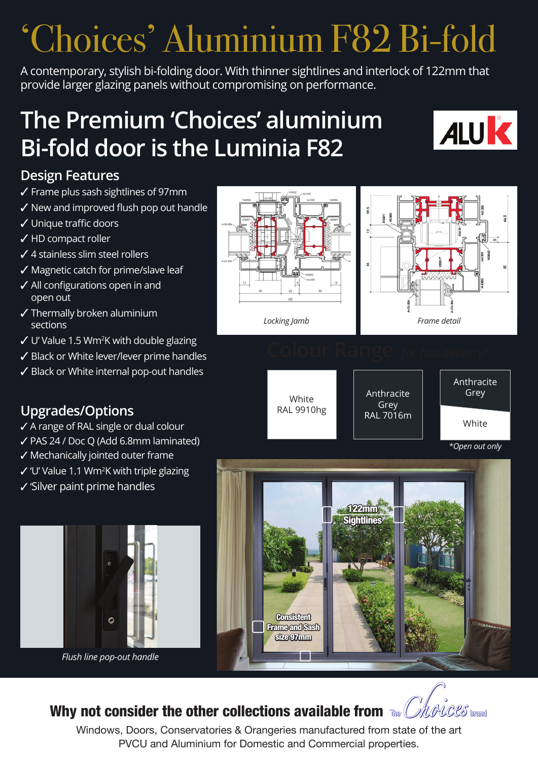# ‘Choices’ Aluminium F82 Bi-fold

A contemporary, stylish bi-folding door. With thinner sightlines and interlock of 122mm that provide larger glazing panels without compromising on performance.

## The Premium ‘Choices’ aluminium Bi-fold door is the Luminia F82

ALUK

### Design Features

- ✓ Frame plus sash sightlines of 97mm
- ✓ New and improved flush pop out handle
- ✓ Unique traffic doors
- ✓ HD compact roller
- ✓ 4 stainless slim steel rollers
- ✓ Magnetic catch for prime/slave leaf
- ✓ All configurations open in and open out
- ✓ Thermally broken aluminium sections
- ✓ U’ Value 1.5 Wm²K with double glazing
- ✓ Black or White lever/lever prime handles
- ✓ Black or White internal pop-out handles

*Locking Jamb*

*Frame detail*

### Colour Range *for fast delivery**

| White RAL 9910hg | Anthracite Grey RAL 7016m | Anthracite Grey / White |
|---|---|---|

*Open out only

### Upgrades/Options

- ✓ A range of RAL single or dual colour
- ✓ PAS 24 / Doc Q (Add 6.8mm laminated)
- ✓ Mechanically jointed outer frame
- ✓ ‘U’ Value 1.1 Wm²K with triple glazing
- ✓ ‘Silver paint prime handles

*Flush line pop-out handle*

122mm Sightlines

Consistent Frame and Sash size 97mm

**Why not consider the other collections available from** The Choices brand

Windows, Doors, Conservatories & Orangeries manufactured from state of the art PVCU and Aluminium for Domestic and Commercial properties.